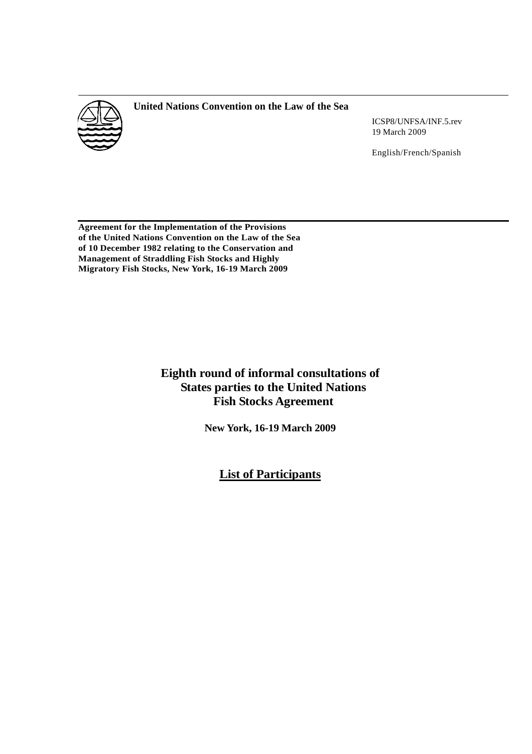**United Nations Convention on the Law of the Sea**

ICSP8/UNFSA/INF.5.rev
19 March 2009

English/French/Spanish

**Agreement for the Implementation of the Provisions of the United Nations Convention on the Law of the Sea of 10 December 1982 relating to the Conservation and Management of Straddling Fish Stocks and Highly Migratory Fish Stocks, New York, 16-19 March 2009**

# Eighth round of informal consultations of States parties to the United Nations Fish Stocks Agreement

**New York, 16-19 March 2009**

## List of Participants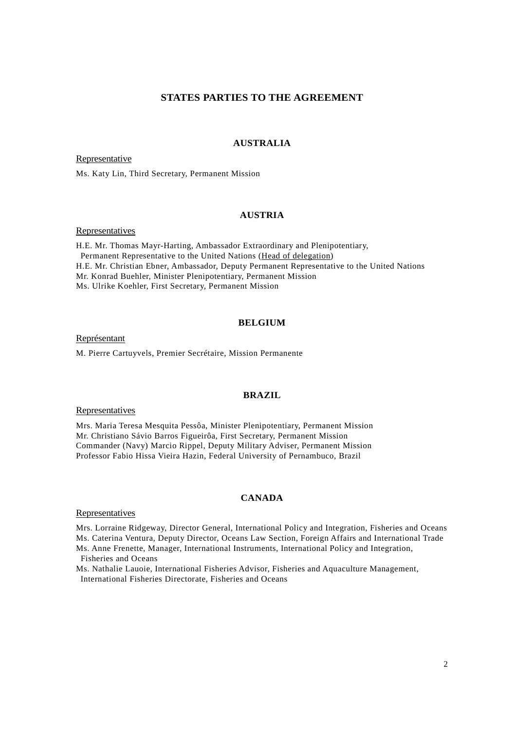## STATES PARTIES TO THE AGREEMENT

### AUSTRALIA

Representative

Ms. Katy Lin, Third Secretary, Permanent Mission

### AUSTRIA

Representatives

H.E. Mr. Thomas Mayr-Harting, Ambassador Extraordinary and Plenipotentiary, Permanent Representative to the United Nations (Head of delegation)
H.E. Mr. Christian Ebner, Ambassador, Deputy Permanent Representative to the United Nations
Mr. Konrad Buehler, Minister Plenipotentiary, Permanent Mission
Ms. Ulrike Koehler, First Secretary, Permanent Mission

### BELGIUM

Représentant

M. Pierre Cartuyvels, Premier Secrétaire, Mission Permanente

### BRAZIL

Representatives

Mrs. Maria Teresa Mesquita Pessôa, Minister Plenipotentiary, Permanent Mission
Mr. Christiano Sávio Barros Figueirôa, First Secretary, Permanent Mission
Commander (Navy) Marcio Rippel, Deputy Military Adviser, Permanent Mission
Professor Fabio Hissa Vieira Hazin, Federal University of Pernambuco, Brazil

### CANADA

Representatives

Mrs. Lorraine Ridgeway, Director General, International Policy and Integration, Fisheries and Oceans
Ms. Caterina Ventura, Deputy Director, Oceans Law Section, Foreign Affairs and International Trade
Ms. Anne Frenette, Manager, International Instruments, International Policy and Integration, Fisheries and Oceans
Ms. Nathalie Lauoie, International Fisheries Advisor, Fisheries and Aquaculture Management, International Fisheries Directorate, Fisheries and Oceans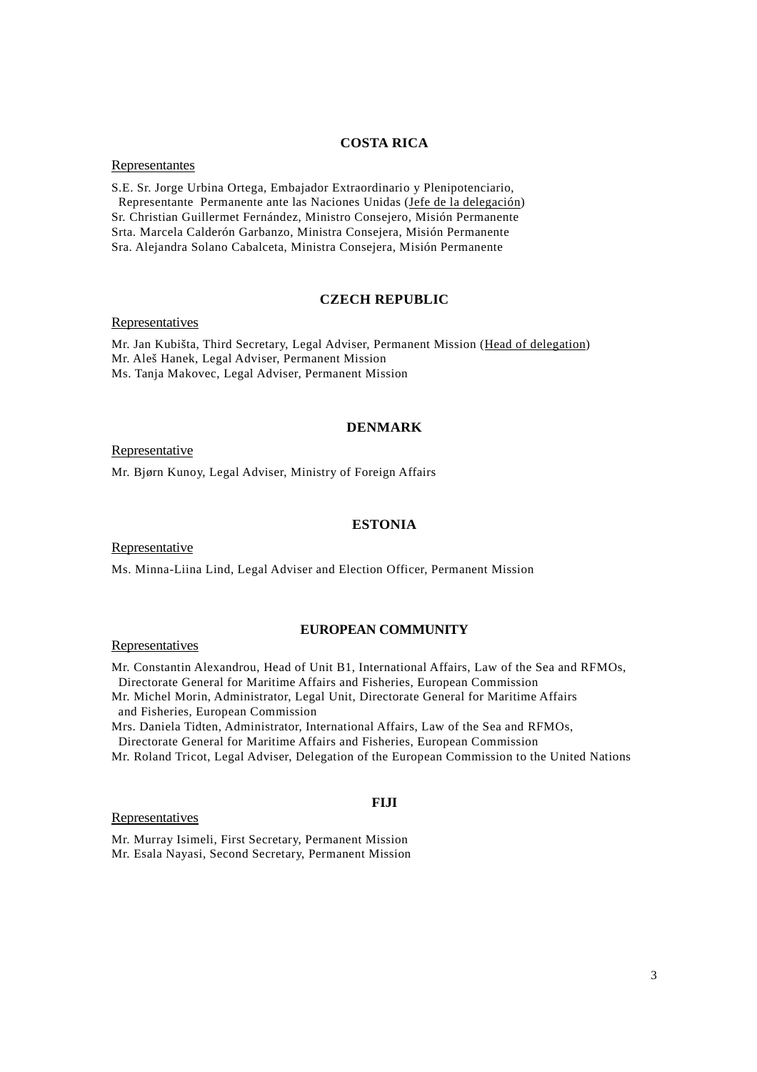## COSTA RICA

Representantes

S.E. Sr. Jorge Urbina Ortega, Embajador Extraordinario y Plenipotenciario,
Representante Permanente ante las Naciones Unidas (Jefe de la delegación)
Sr. Christian Guillermet Fernández, Ministro Consejero, Misión Permanente
Srta. Marcela Calderón Garbanzo, Ministra Consejera, Misión Permanente
Sra. Alejandra Solano Cabalceta, Ministra Consejera, Misión Permanente

## CZECH REPUBLIC

Representatives

Mr. Jan Kubišta, Third Secretary, Legal Adviser, Permanent Mission (Head of delegation)
Mr. Aleš Hanek, Legal Adviser, Permanent Mission
Ms. Tanja Makovec, Legal Adviser, Permanent Mission

## DENMARK

Representative

Mr. Bjørn Kunoy, Legal Adviser, Ministry of Foreign Affairs

## ESTONIA

Representative

Ms. Minna-Liina Lind, Legal Adviser and Election Officer, Permanent Mission

## EUROPEAN COMMUNITY

Representatives

Mr. Constantin Alexandrou, Head of Unit B1, International Affairs, Law of the Sea and RFMOs,
Directorate General for Maritime Affairs and Fisheries, European Commission
Mr. Michel Morin, Administrator, Legal Unit, Directorate General for Maritime Affairs
and Fisheries, European Commission
Mrs. Daniela Tidten, Administrator, International Affairs, Law of the Sea and RFMOs,
Directorate General for Maritime Affairs and Fisheries, European Commission
Mr. Roland Tricot, Legal Adviser, Delegation of the European Commission to the United Nations

## FIJI

Representatives

Mr. Murray Isimeli, First Secretary, Permanent Mission
Mr. Esala Nayasi, Second Secretary, Permanent Mission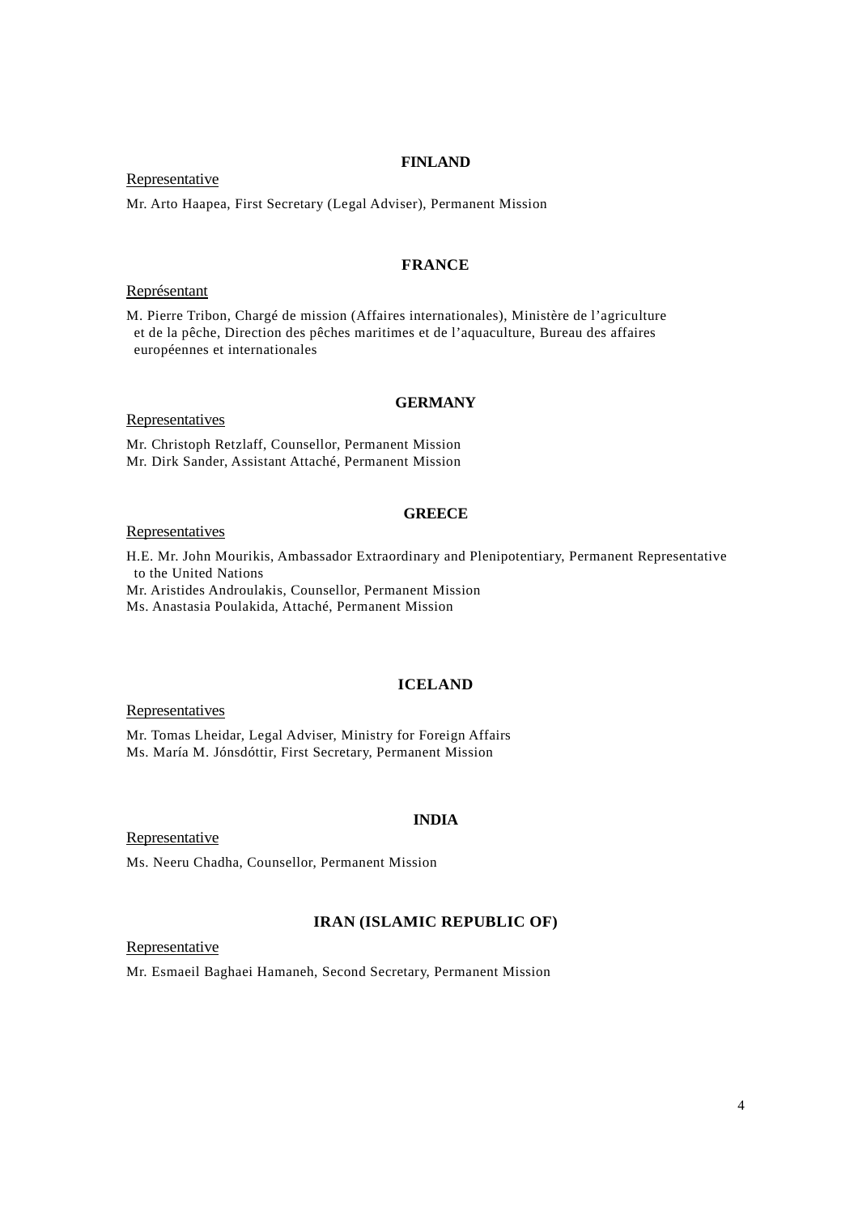## FINLAND

Representative

Mr. Arto Haapea, First Secretary (Legal Adviser), Permanent Mission

## FRANCE

Représentant

M. Pierre Tribon, Chargé de mission (Affaires internationales), Ministère de l'agriculture et de la pêche, Direction des pêches maritimes et de l'aquaculture, Bureau des affaires européennes et internationales

## GERMANY

Representatives

Mr. Christoph Retzlaff, Counsellor, Permanent Mission
Mr. Dirk Sander, Assistant Attaché, Permanent Mission

## GREECE

Representatives

H.E. Mr. John Mourikis, Ambassador Extraordinary and Plenipotentiary, Permanent Representative to the United Nations
Mr. Aristides Androulakis, Counsellor, Permanent Mission
Ms. Anastasia Poulakida, Attaché, Permanent Mission

## ICELAND

Representatives

Mr. Tomas Lheidar, Legal Adviser, Ministry for Foreign Affairs
Ms. María M. Jónsdóttir, First Secretary, Permanent Mission

## INDIA

Representative

Ms. Neeru Chadha, Counsellor, Permanent Mission

## IRAN (ISLAMIC REPUBLIC OF)

Representative

Mr. Esmaeil Baghaei Hamaneh, Second Secretary, Permanent Mission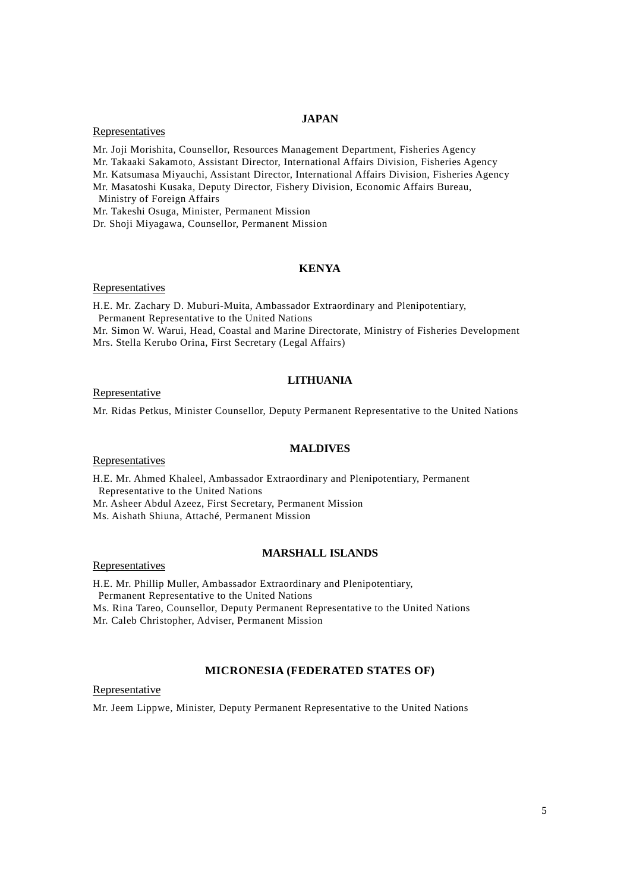## JAPAN

Representatives

Mr. Joji Morishita, Counsellor, Resources Management Department, Fisheries Agency
Mr. Takaaki Sakamoto, Assistant Director, International Affairs Division, Fisheries Agency
Mr. Katsumasa Miyauchi, Assistant Director, International Affairs Division, Fisheries Agency
Mr. Masatoshi Kusaka, Deputy Director, Fishery Division, Economic Affairs Bureau, Ministry of Foreign Affairs
Mr. Takeshi Osuga, Minister, Permanent Mission
Dr. Shoji Miyagawa, Counsellor, Permanent Mission

## KENYA

Representatives

H.E. Mr. Zachary D. Muburi-Muita, Ambassador Extraordinary and Plenipotentiary, Permanent Representative to the United Nations
Mr. Simon W. Warui, Head, Coastal and Marine Directorate, Ministry of Fisheries Development
Mrs. Stella Kerubo Orina, First Secretary (Legal Affairs)

## LITHUANIA

Representative

Mr. Ridas Petkus, Minister Counsellor, Deputy Permanent Representative to the United Nations

## MALDIVES

Representatives

H.E. Mr. Ahmed Khaleel, Ambassador Extraordinary and Plenipotentiary, Permanent Representative to the United Nations
Mr. Asheer Abdul Azeez, First Secretary, Permanent Mission
Ms. Aishath Shiuna, Attaché, Permanent Mission

## MARSHALL ISLANDS

Representatives

H.E. Mr. Phillip Muller, Ambassador Extraordinary and Plenipotentiary, Permanent Representative to the United Nations
Ms. Rina Tareo, Counsellor, Deputy Permanent Representative to the United Nations
Mr. Caleb Christopher, Adviser, Permanent Mission

## MICRONESIA (FEDERATED STATES OF)

Representative

Mr. Jeem Lippwe, Minister, Deputy Permanent Representative to the United Nations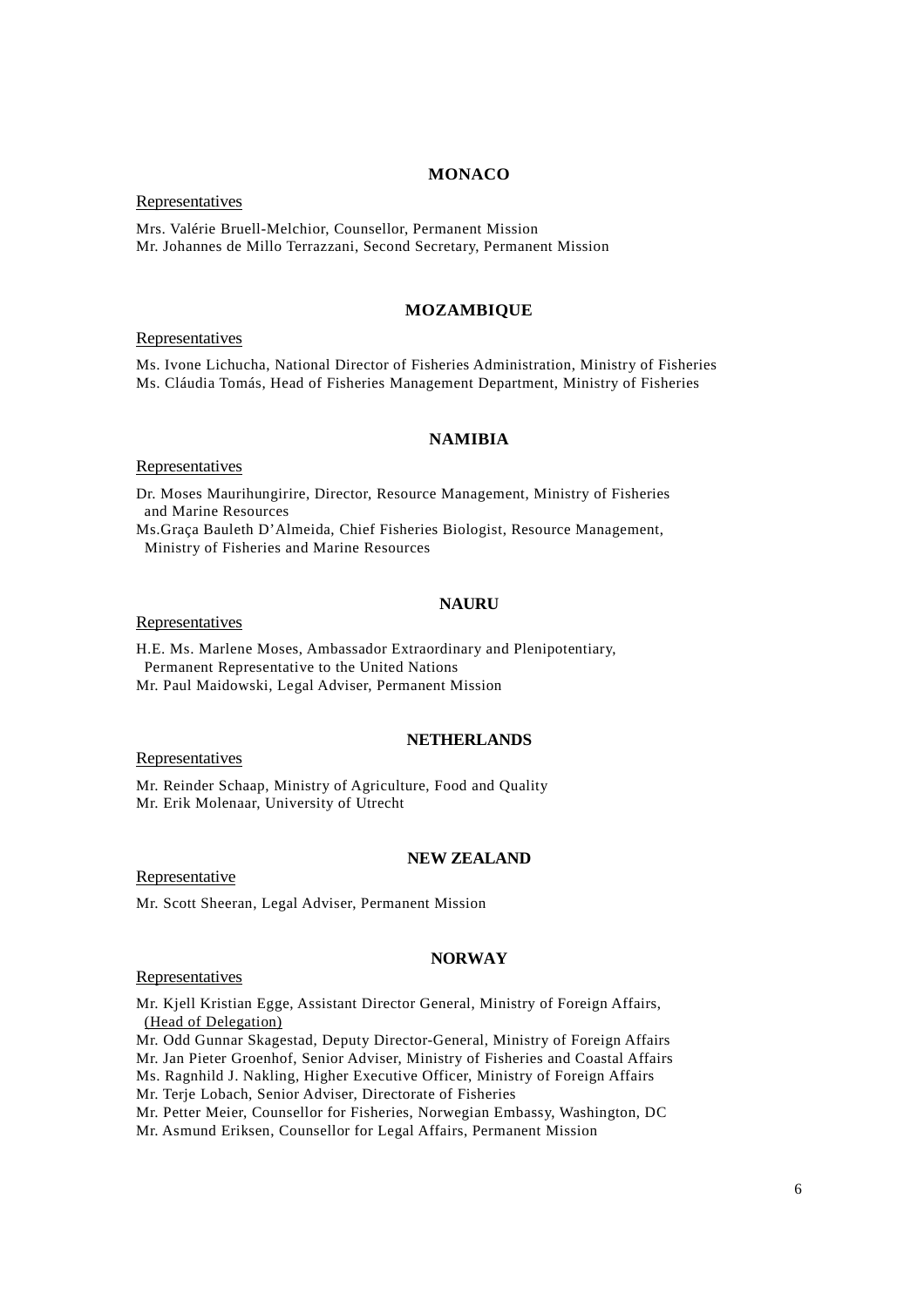## MONACO

Representatives

Mrs. Valérie Bruell-Melchior, Counsellor, Permanent Mission
Mr. Johannes de Millo Terrazzani, Second Secretary, Permanent Mission

## MOZAMBIQUE

Representatives

Ms. Ivone Lichucha, National Director of Fisheries Administration, Ministry of Fisheries
Ms. Cláudia Tomás, Head of Fisheries Management Department, Ministry of Fisheries

## NAMIBIA

Representatives

Dr. Moses Maurihungirire, Director, Resource Management, Ministry of Fisheries and Marine Resources
Ms.Graça Bauleth D'Almeida, Chief Fisheries Biologist, Resource Management, Ministry of Fisheries and Marine Resources

## NAURU

Representatives

H.E. Ms. Marlene Moses, Ambassador Extraordinary and Plenipotentiary, Permanent Representative to the United Nations
Mr. Paul Maidowski, Legal Adviser, Permanent Mission

## NETHERLANDS

Representatives

Mr. Reinder Schaap, Ministry of Agriculture, Food and Quality
Mr. Erik Molenaar, University of Utrecht

## NEW ZEALAND

Representative

Mr. Scott Sheeran, Legal Adviser, Permanent Mission

## NORWAY

Representatives

Mr. Kjell Kristian Egge, Assistant Director General, Ministry of Foreign Affairs, (Head of Delegation)
Mr. Odd Gunnar Skagestad, Deputy Director-General, Ministry of Foreign Affairs
Mr. Jan Pieter Groenhof, Senior Adviser, Ministry of Fisheries and Coastal Affairs
Ms. Ragnhild J. Nakling, Higher Executive Officer, Ministry of Foreign Affairs
Mr. Terje Lobach, Senior Adviser, Directorate of Fisheries
Mr. Petter Meier, Counsellor for Fisheries, Norwegian Embassy, Washington, DC
Mr. Asmund Eriksen, Counsellor for Legal Affairs, Permanent Mission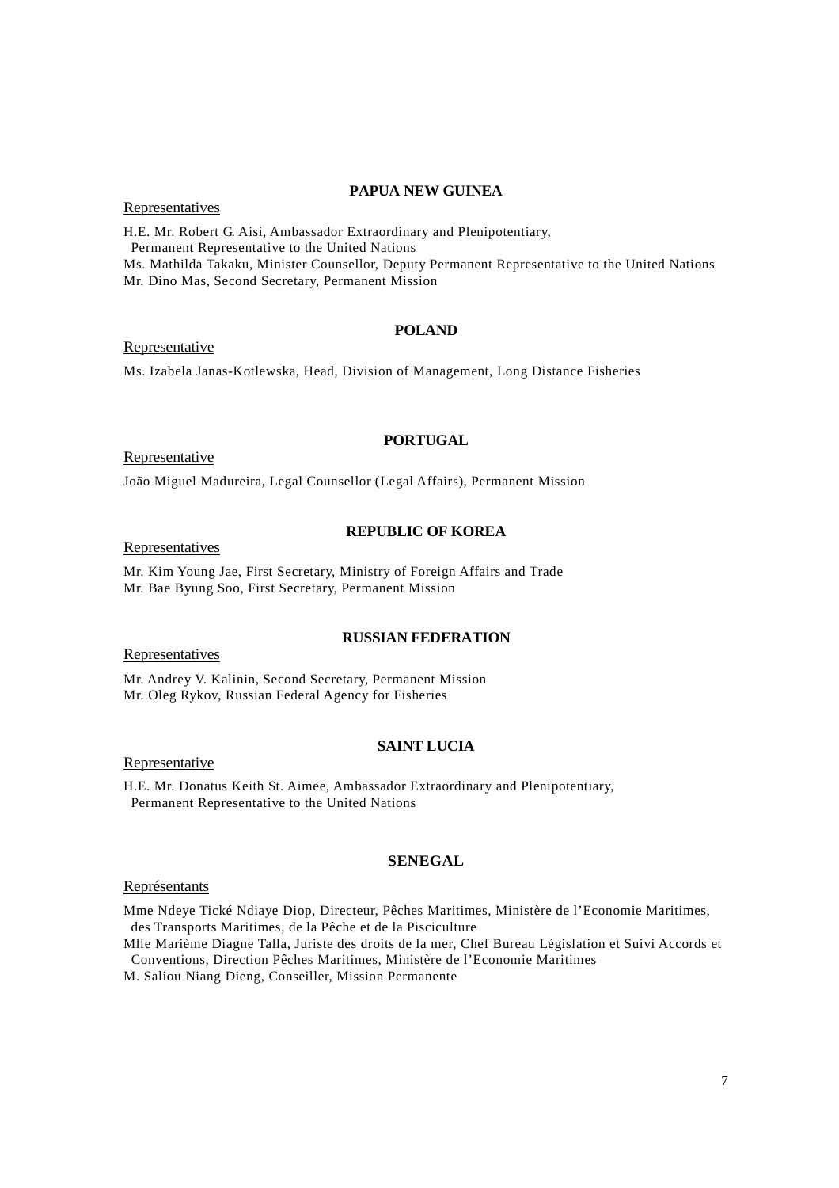**PAPUA NEW GUINEA**

Representatives

H.E. Mr. Robert G. Aisi, Ambassador Extraordinary and Plenipotentiary,
Permanent Representative to the United Nations
Ms. Mathilda Takaku, Minister Counsellor, Deputy Permanent Representative to the United Nations
Mr. Dino Mas, Second Secretary, Permanent Mission

**POLAND**

Representative

Ms. Izabela Janas-Kotlewska, Head, Division of Management, Long Distance Fisheries

**PORTUGAL**

Representative

João Miguel Madureira, Legal Counsellor (Legal Affairs), Permanent Mission

**REPUBLIC OF KOREA**

Representatives

Mr. Kim Young Jae, First Secretary, Ministry of Foreign Affairs and Trade
Mr. Bae Byung Soo, First Secretary, Permanent Mission

**RUSSIAN FEDERATION**

Representatives

Mr. Andrey V. Kalinin, Second Secretary, Permanent Mission
Mr. Oleg Rykov, Russian Federal Agency for Fisheries

**SAINT LUCIA**

Representative

H.E. Mr. Donatus Keith St. Aimee, Ambassador Extraordinary and Plenipotentiary,
Permanent Representative to the United Nations

**SENEGAL**

Représentants

Mme Ndeye Tické Ndiaye Diop, Directeur, Pêches Maritimes, Ministère de l'Economie Maritimes, des Transports Maritimes, de la Pêche et de la Pisciculture
Mlle Marième Diagne Talla, Juriste des droits de la mer, Chef Bureau Législation et Suivi Accords et Conventions, Direction Pêches Maritimes, Ministère de l'Economie Maritimes
M. Saliou Niang Dieng, Conseiller, Mission Permanente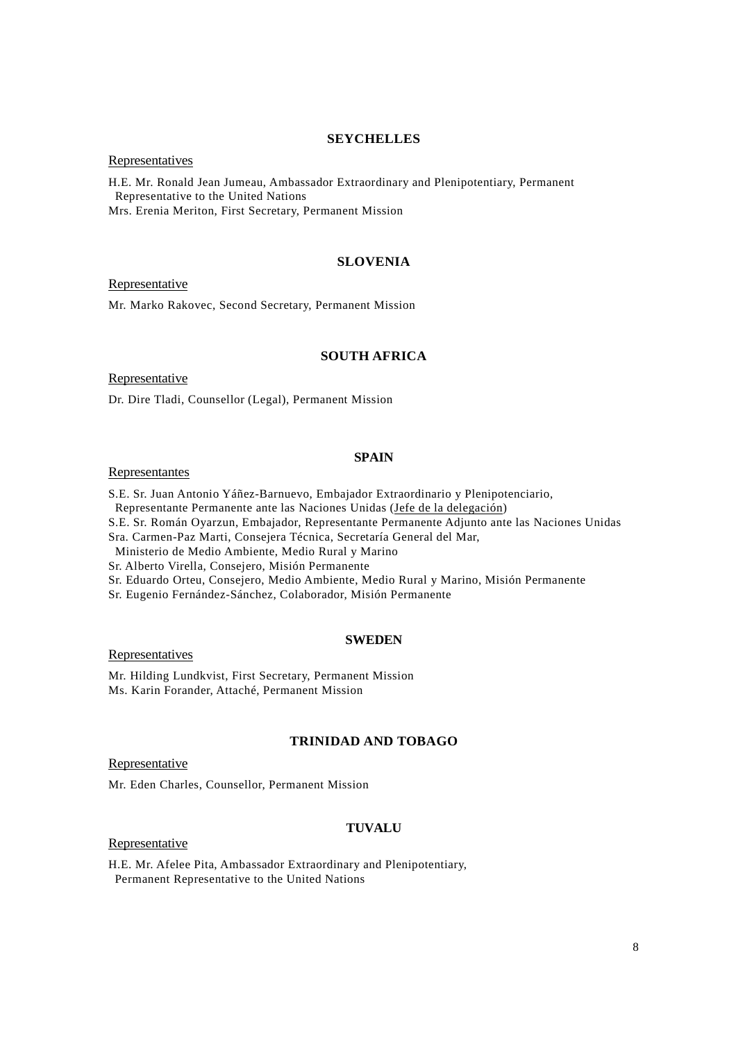## SEYCHELLES

Representatives

H.E. Mr. Ronald Jean Jumeau, Ambassador Extraordinary and Plenipotentiary, Permanent Representative to the United Nations
Mrs. Erenia Meriton, First Secretary, Permanent Mission

## SLOVENIA

Representative

Mr. Marko Rakovec, Second Secretary, Permanent Mission

## SOUTH AFRICA

Representative

Dr. Dire Tladi, Counsellor (Legal), Permanent Mission

## SPAIN

Representantes

S.E. Sr. Juan Antonio Yáñez-Barnuevo, Embajador Extraordinario y Plenipotenciario, Representante Permanente ante las Naciones Unidas (Jefe de la delegación)
S.E. Sr. Román Oyarzun, Embajador, Representante Permanente Adjunto ante las Naciones Unidas
Sra. Carmen-Paz Marti, Consejera Técnica, Secretaría General del Mar, Ministerio de Medio Ambiente, Medio Rural y Marino
Sr. Alberto Virella, Consejero, Misión Permanente
Sr. Eduardo Orteu, Consejero, Medio Ambiente, Medio Rural y Marino, Misión Permanente
Sr. Eugenio Fernández-Sánchez, Colaborador, Misión Permanente

## SWEDEN

Representatives

Mr. Hilding Lundkvist, First Secretary, Permanent Mission
Ms. Karin Forander, Attaché, Permanent Mission

## TRINIDAD AND TOBAGO

Representative

Mr. Eden Charles, Counsellor, Permanent Mission

## TUVALU

Representative

H.E. Mr. Afelee Pita, Ambassador Extraordinary and Plenipotentiary, Permanent Representative to the United Nations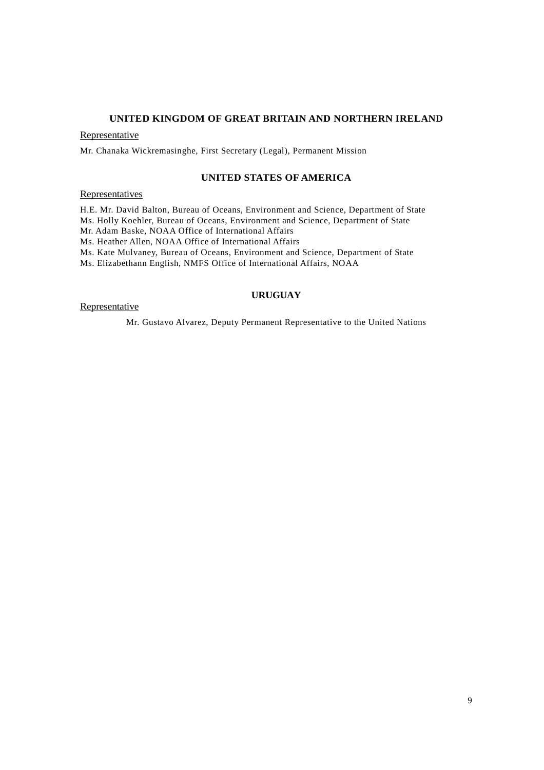**UNITED KINGDOM OF GREAT BRITAIN AND NORTHERN IRELAND**

Representative

Mr. Chanaka Wickremasinghe, First Secretary (Legal), Permanent Mission

**UNITED STATES OF AMERICA**

Representatives

H.E. Mr. David Balton, Bureau of Oceans, Environment and Science, Department of State
Ms. Holly Koehler, Bureau of Oceans, Environment and Science, Department of State
Mr. Adam Baske, NOAA Office of International Affairs
Ms. Heather Allen, NOAA Office of International Affairs
Ms. Kate Mulvaney, Bureau of Oceans, Environment and Science, Department of State
Ms. Elizabethann English, NMFS Office of International Affairs, NOAA

**URUGUAY**

Representative

Mr. Gustavo Alvarez, Deputy Permanent Representative to the United Nations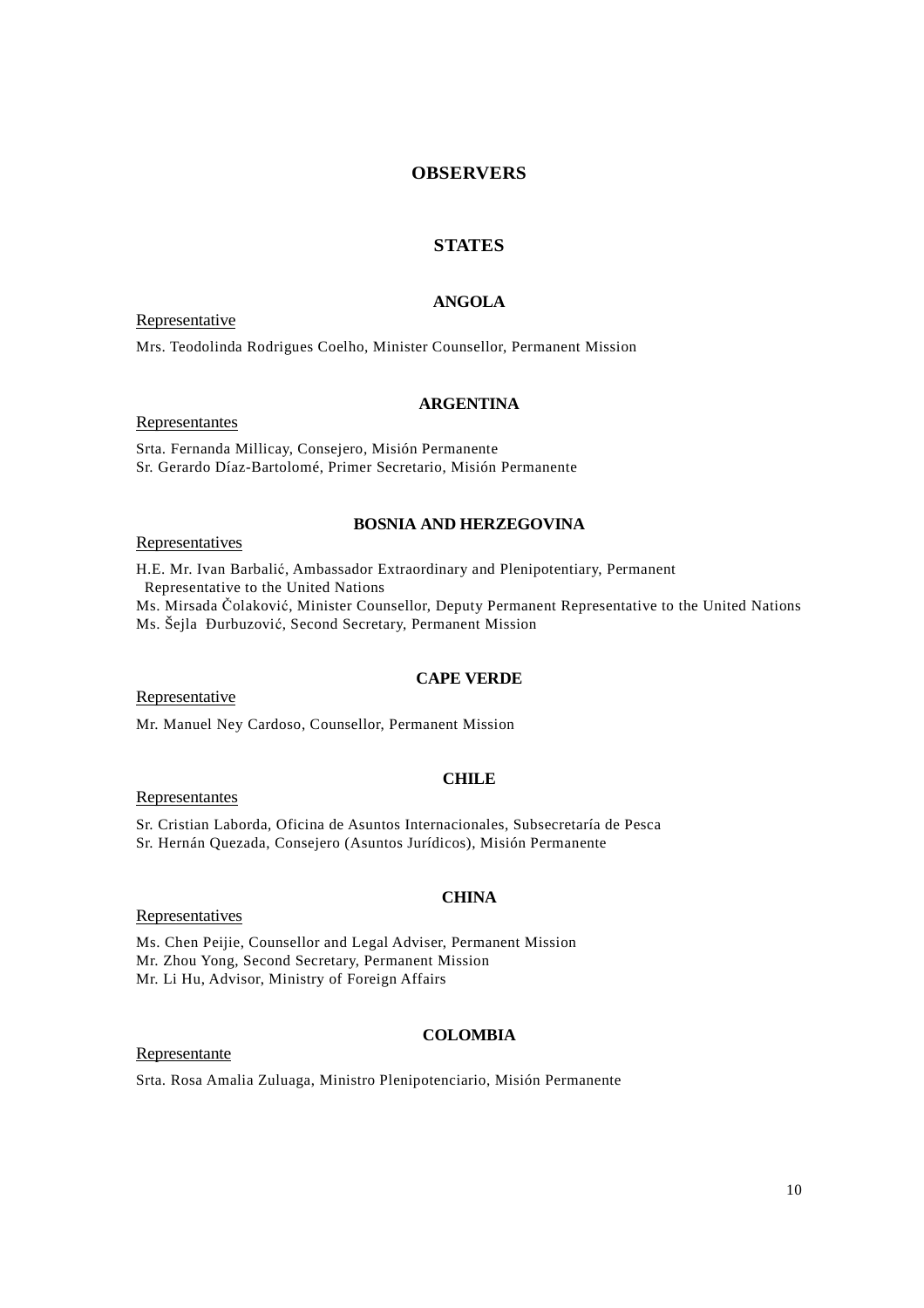# OBSERVERS

## STATES

### ANGOLA

Representative

Mrs. Teodolinda Rodrigues Coelho, Minister Counsellor, Permanent Mission

### ARGENTINA

Representantes

Srta. Fernanda Millicay, Consejero, Misión Permanente
Sr. Gerardo Díaz-Bartolomé, Primer Secretario, Misión Permanente

### BOSNIA AND HERZEGOVINA

Representatives

H.E. Mr. Ivan Barbalić, Ambassador Extraordinary and Plenipotentiary, Permanent Representative to the United Nations
Ms. Mirsada Čolaković, Minister Counsellor, Deputy Permanent Representative to the United Nations
Ms. Šejla Đurbuzović, Second Secretary, Permanent Mission

### CAPE VERDE

Representative

Mr. Manuel Ney Cardoso, Counsellor, Permanent Mission

### CHILE

Representantes

Sr. Cristian Laborda, Oficina de Asuntos Internacionales, Subsecretaría de Pesca
Sr. Hernán Quezada, Consejero (Asuntos Jurídicos), Misión Permanente

### CHINA

Representatives

Ms. Chen Peijie, Counsellor and Legal Adviser, Permanent Mission
Mr. Zhou Yong, Second Secretary, Permanent Mission
Mr. Li Hu, Advisor, Ministry of Foreign Affairs

### COLOMBIA

Representante

Srta. Rosa Amalia Zuluaga, Ministro Plenipotenciario, Misión Permanente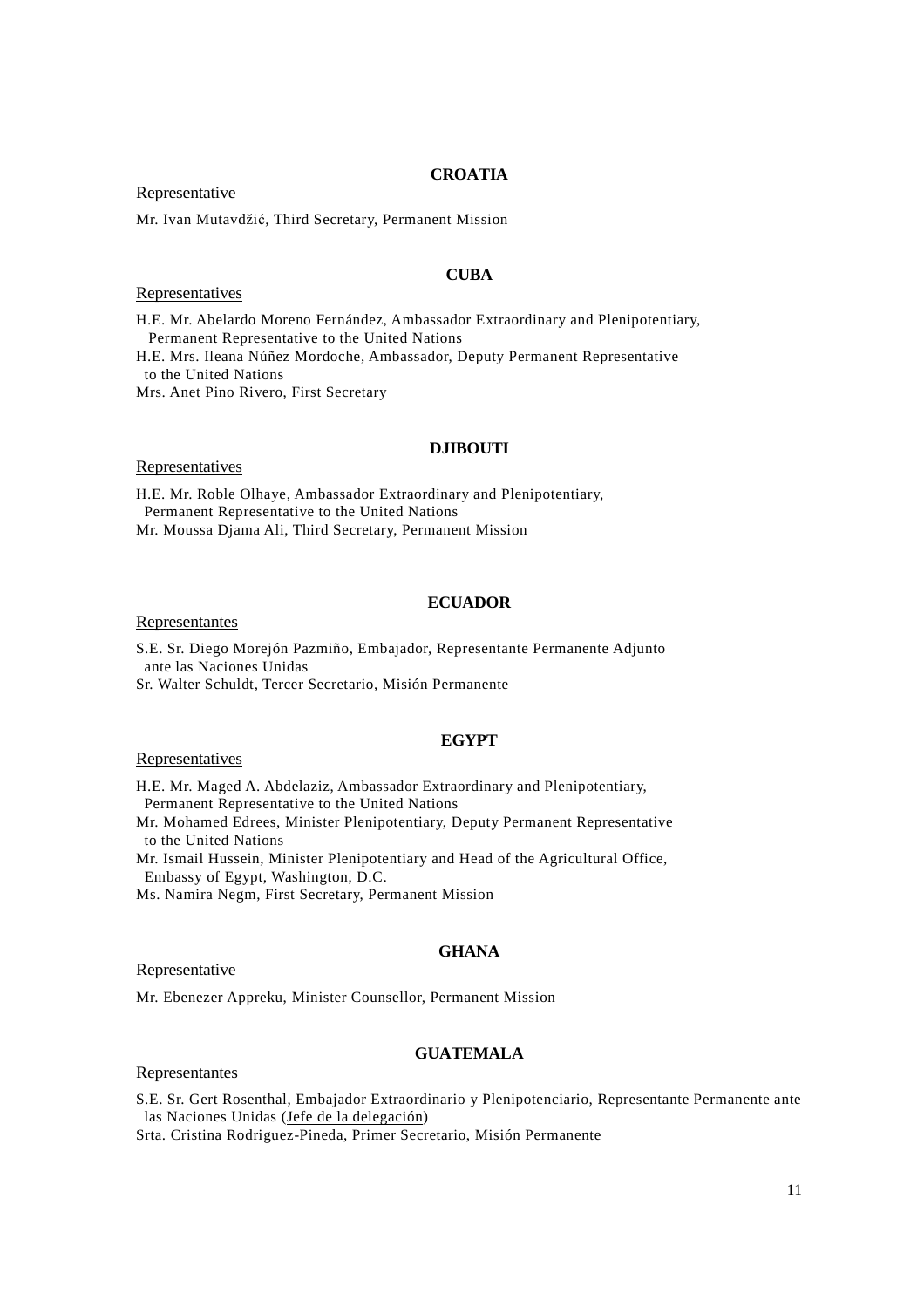**CROATIA**

Representative

Mr. Ivan Mutavdžić, Third Secretary, Permanent Mission

**CUBA**

Representatives

H.E. Mr. Abelardo Moreno Fernández, Ambassador Extraordinary and Plenipotentiary, Permanent Representative to the United Nations
H.E. Mrs. Ileana Núñez Mordoche, Ambassador, Deputy Permanent Representative to the United Nations
Mrs. Anet Pino Rivero, First Secretary

**DJIBOUTI**

Representatives

H.E. Mr. Roble Olhaye, Ambassador Extraordinary and Plenipotentiary, Permanent Representative to the United Nations
Mr. Moussa Djama Ali, Third Secretary, Permanent Mission

**ECUADOR**

Representantes

S.E. Sr. Diego Morejón Pazmiño, Embajador, Representante Permanente Adjunto ante las Naciones Unidas
Sr. Walter Schuldt, Tercer Secretario, Misión Permanente

**EGYPT**

Representatives

H.E. Mr. Maged A. Abdelaziz, Ambassador Extraordinary and Plenipotentiary, Permanent Representative to the United Nations
Mr. Mohamed Edrees, Minister Plenipotentiary, Deputy Permanent Representative to the United Nations
Mr. Ismail Hussein, Minister Plenipotentiary and Head of the Agricultural Office, Embassy of Egypt, Washington, D.C.
Ms. Namira Negm, First Secretary, Permanent Mission

**GHANA**

Representative

Mr. Ebenezer Appreku, Minister Counsellor, Permanent Mission

**GUATEMALA**

Representantes

S.E. Sr. Gert Rosenthal, Embajador Extraordinario y Plenipotenciario, Representante Permanente ante las Naciones Unidas (Jefe de la delegación)
Srta. Cristina Rodriguez-Pineda, Primer Secretario, Misión Permanente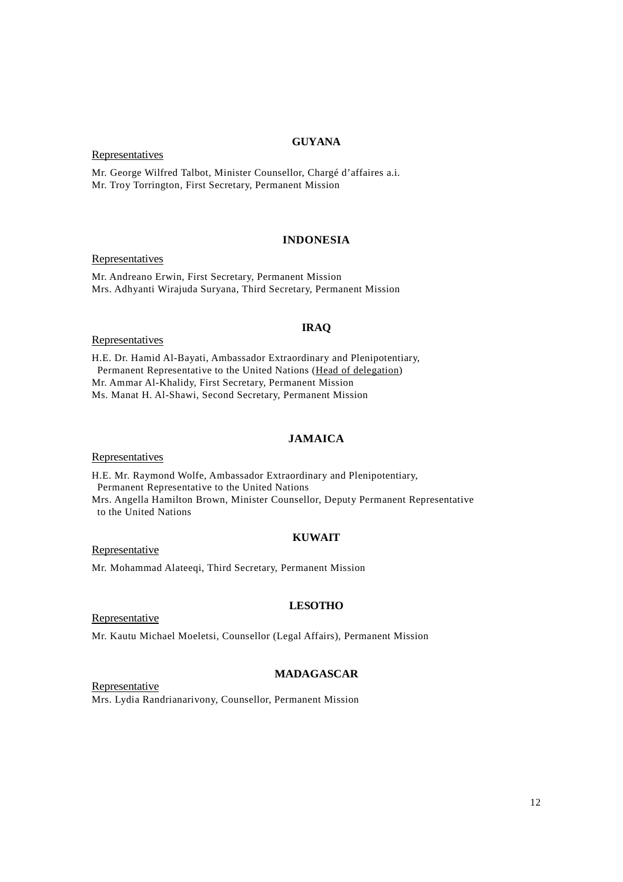**GUYANA**

Representatives

Mr. George Wilfred Talbot, Minister Counsellor, Chargé d'affaires a.i.
Mr. Troy Torrington, First Secretary, Permanent Mission

**INDONESIA**

Representatives

Mr. Andreano Erwin, First Secretary, Permanent Mission
Mrs. Adhyanti Wirajuda Suryana, Third Secretary, Permanent Mission

**IRAQ**

Representatives

H.E. Dr. Hamid Al-Bayati, Ambassador Extraordinary and Plenipotentiary, Permanent Representative to the United Nations (Head of delegation)
Mr. Ammar Al-Khalidy, First Secretary, Permanent Mission
Ms. Manat H. Al-Shawi, Second Secretary, Permanent Mission

**JAMAICA**

Representatives

H.E. Mr. Raymond Wolfe, Ambassador Extraordinary and Plenipotentiary, Permanent Representative to the United Nations
Mrs. Angella Hamilton Brown, Minister Counsellor, Deputy Permanent Representative to the United Nations

**KUWAIT**

Representative

Mr. Mohammad Alateeqi, Third Secretary, Permanent Mission

**LESOTHO**

Representative

Mr. Kautu Michael Moeletsi, Counsellor (Legal Affairs), Permanent Mission

**MADAGASCAR**

Representative

Mrs. Lydia Randrianarivony, Counsellor, Permanent Mission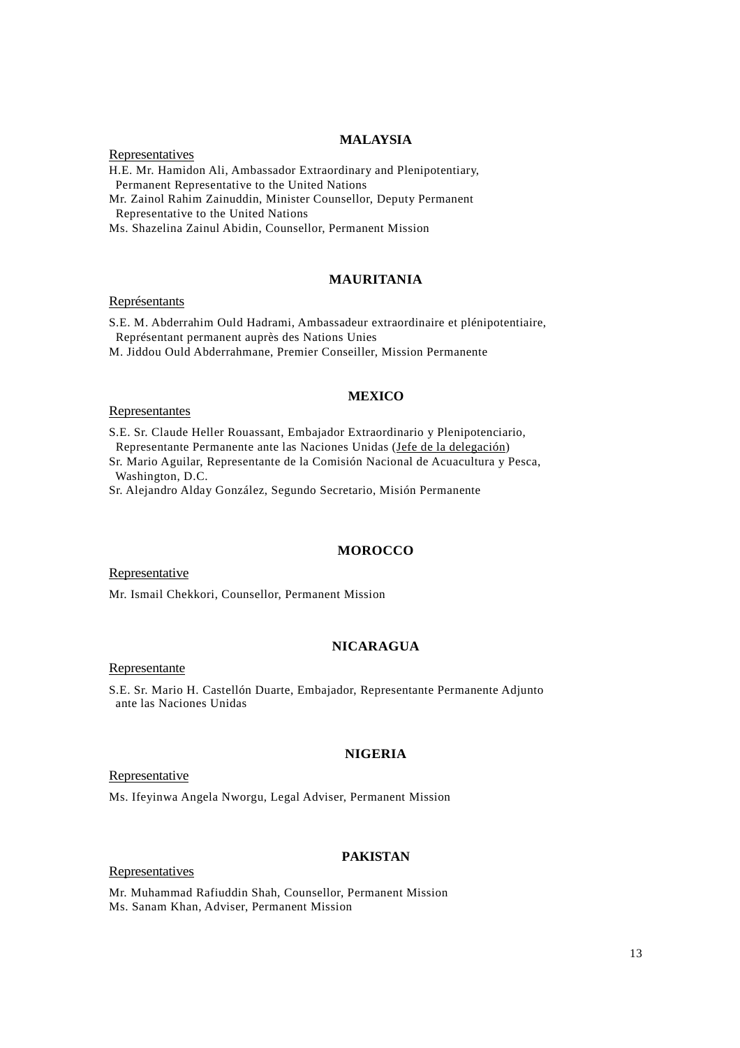### MALAYSIA

Representatives

H.E. Mr. Hamidon Ali, Ambassador Extraordinary and Plenipotentiary, Permanent Representative to the United Nations
Mr. Zainol Rahim Zainuddin, Minister Counsellor, Deputy Permanent Representative to the United Nations
Ms. Shazelina Zainul Abidin, Counsellor, Permanent Mission

### MAURITANIA

Représentants

S.E. M. Abderrahim Ould Hadrami, Ambassadeur extraordinaire et plénipotentiaire, Représentant permanent auprès des Nations Unies
M. Jiddou Ould Abderrahmane, Premier Conseiller, Mission Permanente

### MEXICO

Representantes

S.E. Sr. Claude Heller Rouassant, Embajador Extraordinario y Plenipotenciario, Representante Permanente ante las Naciones Unidas (Jefe de la delegación)
Sr. Mario Aguilar, Representante de la Comisión Nacional de Acuacultura y Pesca, Washington, D.C.
Sr. Alejandro Alday González, Segundo Secretario, Misión Permanente

### MOROCCO

Representative

Mr. Ismail Chekkori, Counsellor, Permanent Mission

### NICARAGUA

Representante

S.E. Sr. Mario H. Castellón Duarte, Embajador, Representante Permanente Adjunto ante las Naciones Unidas

### NIGERIA

Representative

Ms. Ifeyinwa Angela Nworgu, Legal Adviser, Permanent Mission

### PAKISTAN

Representatives

Mr. Muhammad Rafiuddin Shah, Counsellor, Permanent Mission
Ms. Sanam Khan, Adviser, Permanent Mission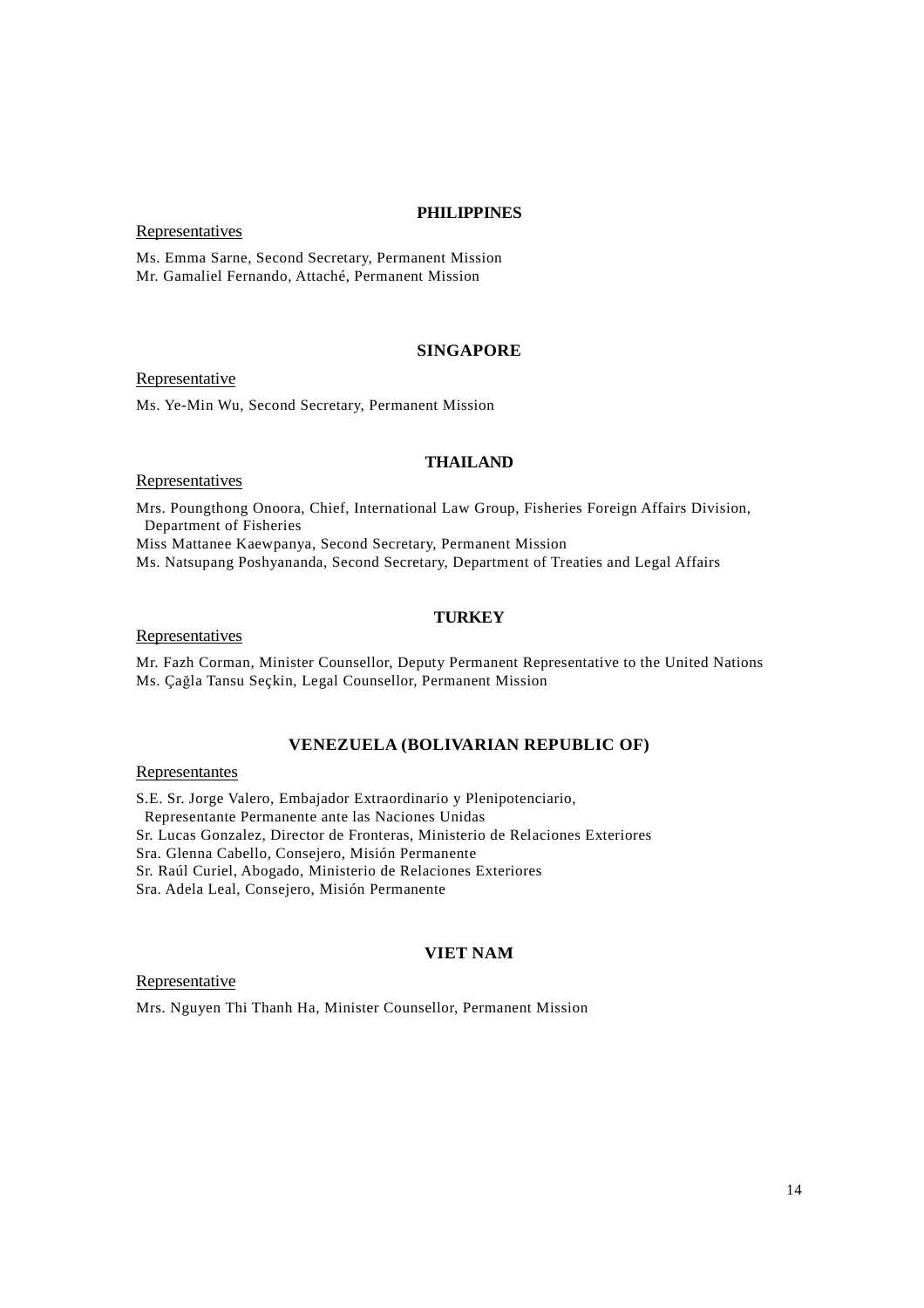## PHILIPPINES

Representatives

Ms. Emma Sarne, Second Secretary, Permanent Mission
Mr. Gamaliel Fernando, Attaché, Permanent Mission

## SINGAPORE

Representative

Ms. Ye-Min Wu, Second Secretary, Permanent Mission

## THAILAND

Representatives

Mrs. Poungthong Onoora, Chief, International Law Group, Fisheries Foreign Affairs Division, Department of Fisheries
Miss Mattanee Kaewpanya, Second Secretary, Permanent Mission
Ms. Natsupang Poshyananda, Second Secretary, Department of Treaties and Legal Affairs

## TURKEY

Representatives

Mr. Fazh Corman, Minister Counsellor, Deputy Permanent Representative to the United Nations
Ms. Çağla Tansu Seçkin, Legal Counsellor, Permanent Mission

## VENEZUELA (BOLIVARIAN REPUBLIC OF)

Representantes

S.E. Sr. Jorge Valero, Embajador Extraordinario y Plenipotenciario, Representante Permanente ante las Naciones Unidas
Sr. Lucas Gonzalez, Director de Fronteras, Ministerio de Relaciones Exteriores
Sra. Glenna Cabello, Consejero, Misión Permanente
Sr. Raúl Curiel, Abogado, Ministerio de Relaciones Exteriores
Sra. Adela Leal, Consejero, Misión Permanente

## VIET NAM

Representative

Mrs. Nguyen Thi Thanh Ha, Minister Counsellor, Permanent Mission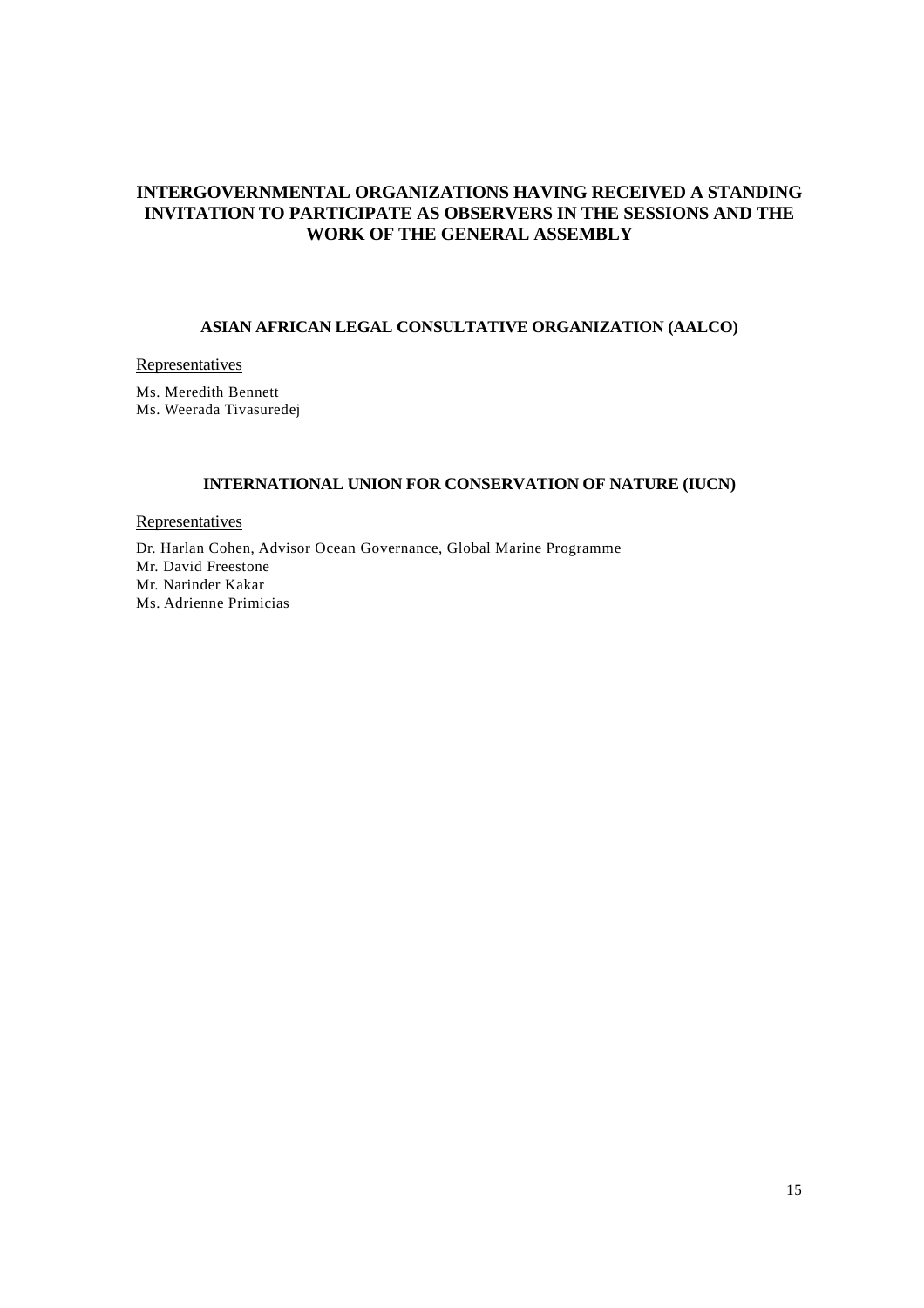## INTERGOVERNMENTAL ORGANIZATIONS HAVING RECEIVED A STANDING INVITATION TO PARTICIPATE AS OBSERVERS IN THE SESSIONS AND THE WORK OF THE GENERAL ASSEMBLY

### ASIAN AFRICAN LEGAL CONSULTATIVE ORGANIZATION (AALCO)

Representatives

Ms. Meredith Bennett
Ms. Weerada Tivasuredej

### INTERNATIONAL UNION FOR CONSERVATION OF NATURE (IUCN)

Representatives

Dr. Harlan Cohen, Advisor Ocean Governance, Global Marine Programme
Mr. David Freestone
Mr. Narinder Kakar
Ms. Adrienne Primicias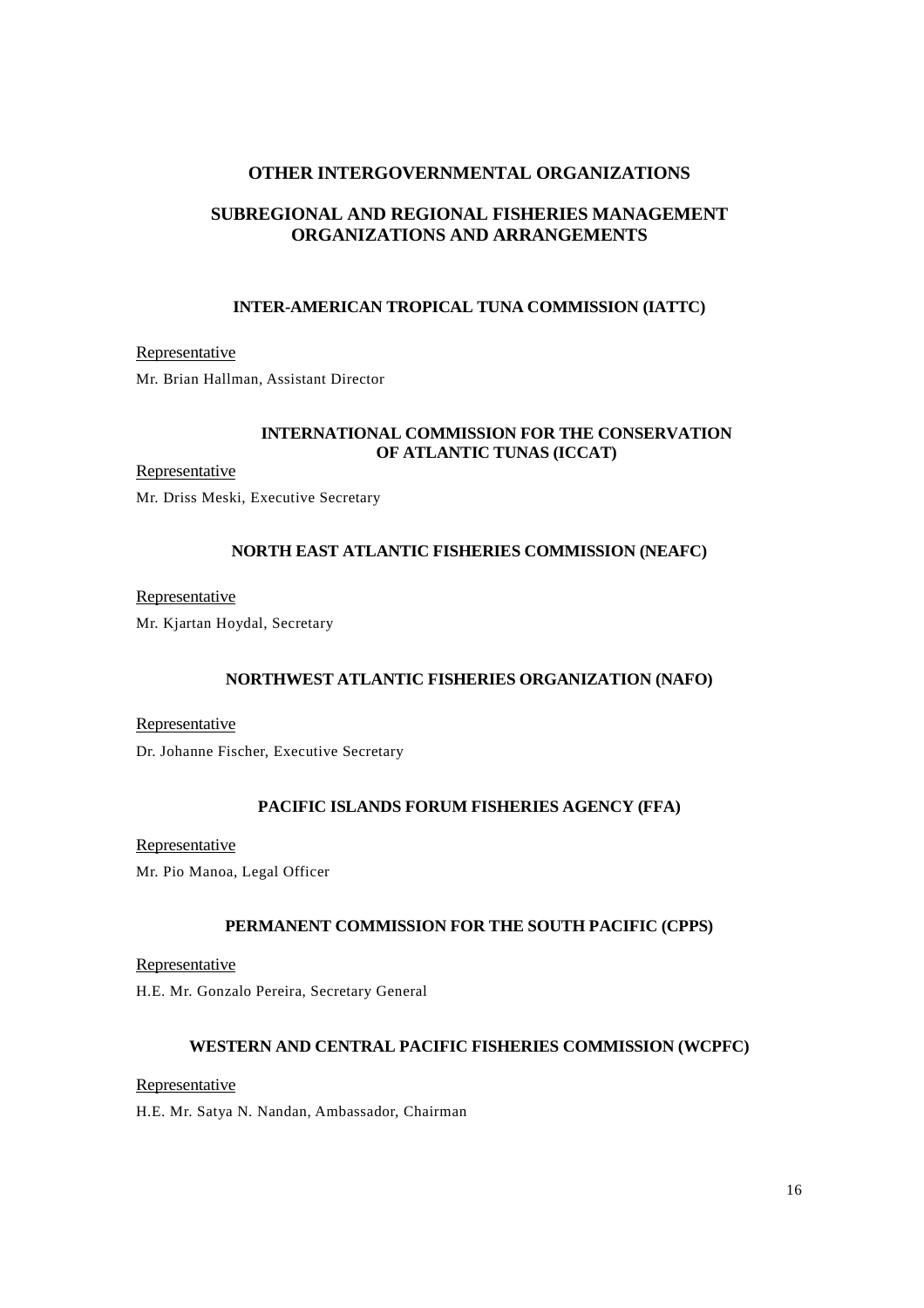## OTHER INTERGOVERNMENTAL ORGANIZATIONS

## SUBREGIONAL AND REGIONAL FISHERIES MANAGEMENT ORGANIZATIONS AND ARRANGEMENTS

### INTER-AMERICAN TROPICAL TUNA COMMISSION (IATTC)

Representative

Mr. Brian Hallman, Assistant Director

### INTERNATIONAL COMMISSION FOR THE CONSERVATION OF ATLANTIC TUNAS (ICCAT)

Representative

Mr. Driss Meski, Executive Secretary

### NORTH EAST ATLANTIC FISHERIES COMMISSION (NEAFC)

Representative

Mr. Kjartan Hoydal, Secretary

### NORTHWEST ATLANTIC FISHERIES ORGANIZATION (NAFO)

Representative

Dr. Johanne Fischer, Executive Secretary

### PACIFIC ISLANDS FORUM FISHERIES AGENCY (FFA)

Representative

Mr. Pio Manoa, Legal Officer

### PERMANENT COMMISSION FOR THE SOUTH PACIFIC (CPPS)

Representative

H.E. Mr. Gonzalo Pereira, Secretary General

### WESTERN AND CENTRAL PACIFIC FISHERIES COMMISSION (WCPFC)

Representative

H.E. Mr. Satya N. Nandan, Ambassador, Chairman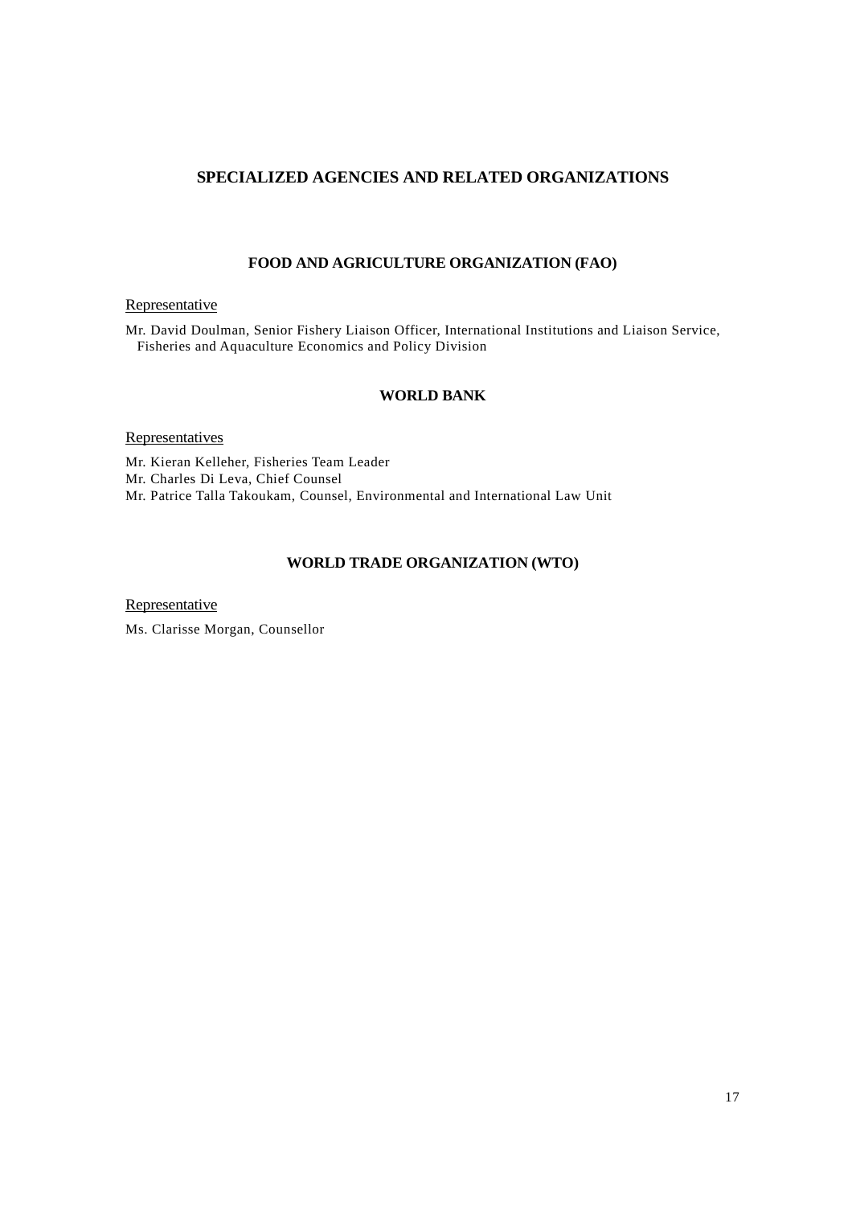## SPECIALIZED AGENCIES AND RELATED ORGANIZATIONS

### FOOD AND AGRICULTURE ORGANIZATION (FAO)

Representative

Mr. David Doulman, Senior Fishery Liaison Officer, International Institutions and Liaison Service, Fisheries and Aquaculture Economics and Policy Division

### WORLD BANK

Representatives

Mr. Kieran Kelleher, Fisheries Team Leader
Mr. Charles Di Leva, Chief Counsel
Mr. Patrice Talla Takoukam, Counsel, Environmental and International Law Unit

### WORLD TRADE ORGANIZATION (WTO)

Representative

Ms. Clarisse Morgan, Counsellor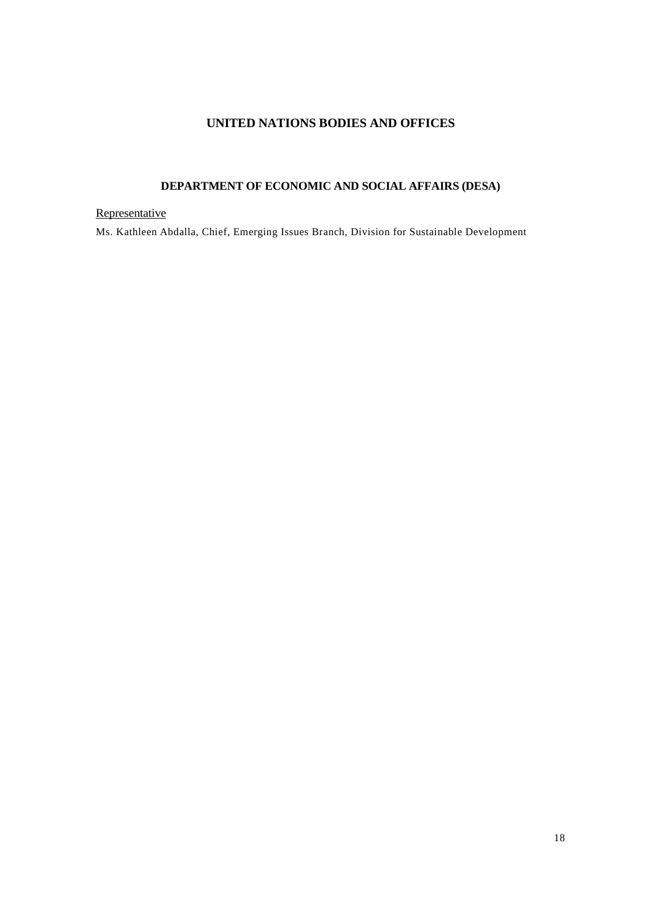## UNITED NATIONS BODIES AND OFFICES

### DEPARTMENT OF ECONOMIC AND SOCIAL AFFAIRS (DESA)

<u>Representative</u>

Ms. Kathleen Abdalla, Chief, Emerging Issues Branch, Division for Sustainable Development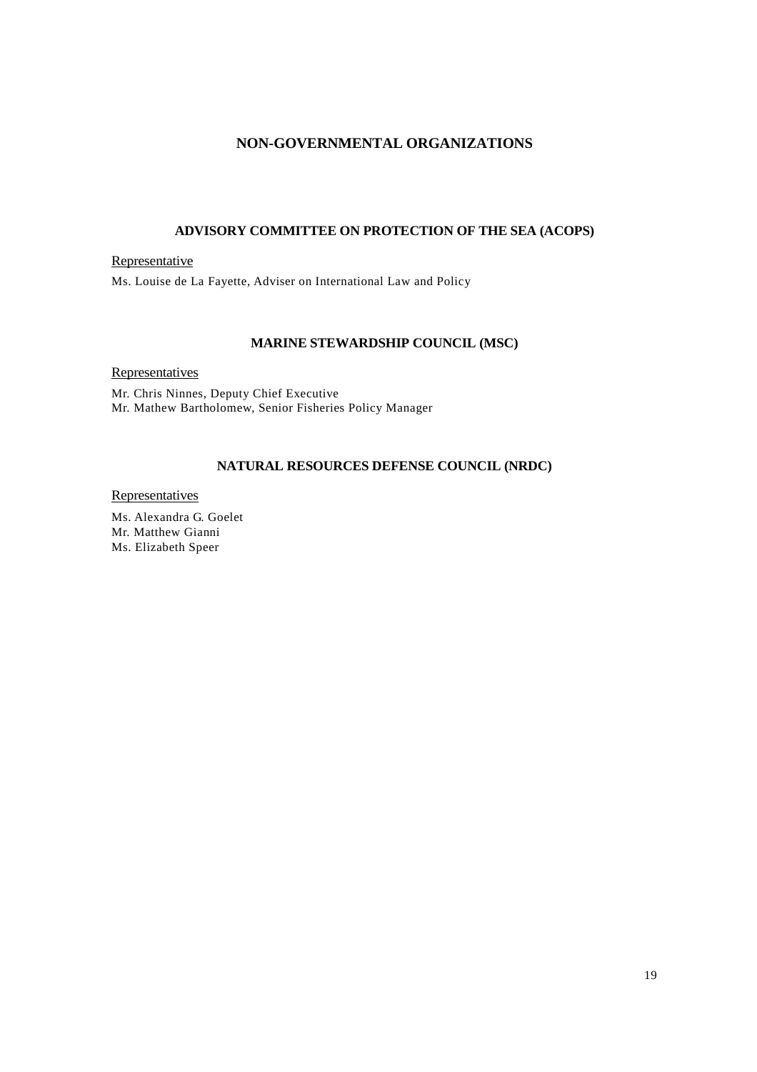# NON-GOVERNMENTAL ORGANIZATIONS

## ADVISORY COMMITTEE ON PROTECTION OF THE SEA (ACOPS)

Representative

Ms. Louise de La Fayette, Adviser on International Law and Policy

## MARINE STEWARDSHIP COUNCIL (MSC)

Representatives

Mr. Chris Ninnes, Deputy Chief Executive
Mr. Mathew Bartholomew, Senior Fisheries Policy Manager

## NATURAL RESOURCES DEFENSE COUNCIL (NRDC)

Representatives

Ms. Alexandra G. Goelet
Mr. Matthew Gianni
Ms. Elizabeth Speer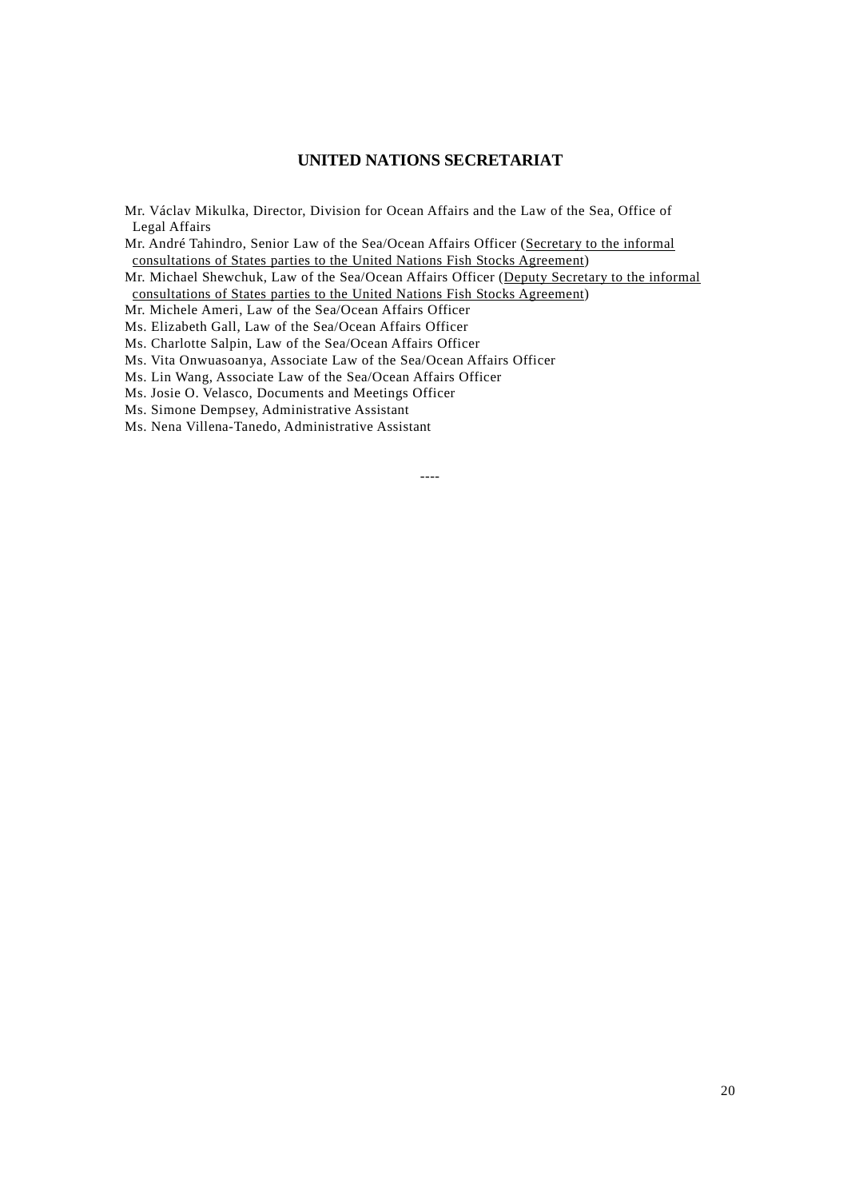## UNITED NATIONS SECRETARIAT

Mr. Václav Mikulka, Director, Division for Ocean Affairs and the Law of the Sea, Office of Legal Affairs

Mr. André Tahindro, Senior Law of the Sea/Ocean Affairs Officer (Secretary to the informal consultations of States parties to the United Nations Fish Stocks Agreement)

Mr. Michael Shewchuk, Law of the Sea/Ocean Affairs Officer (Deputy Secretary to the informal consultations of States parties to the United Nations Fish Stocks Agreement)

Mr. Michele Ameri, Law of the Sea/Ocean Affairs Officer

Ms. Elizabeth Gall, Law of the Sea/Ocean Affairs Officer

Ms. Charlotte Salpin, Law of the Sea/Ocean Affairs Officer

Ms. Vita Onwuasoanya, Associate Law of the Sea/Ocean Affairs Officer

Ms. Lin Wang, Associate Law of the Sea/Ocean Affairs Officer

Ms. Josie O. Velasco, Documents and Meetings Officer

Ms. Simone Dempsey, Administrative Assistant

Ms. Nena Villena-Tanedo, Administrative Assistant

----